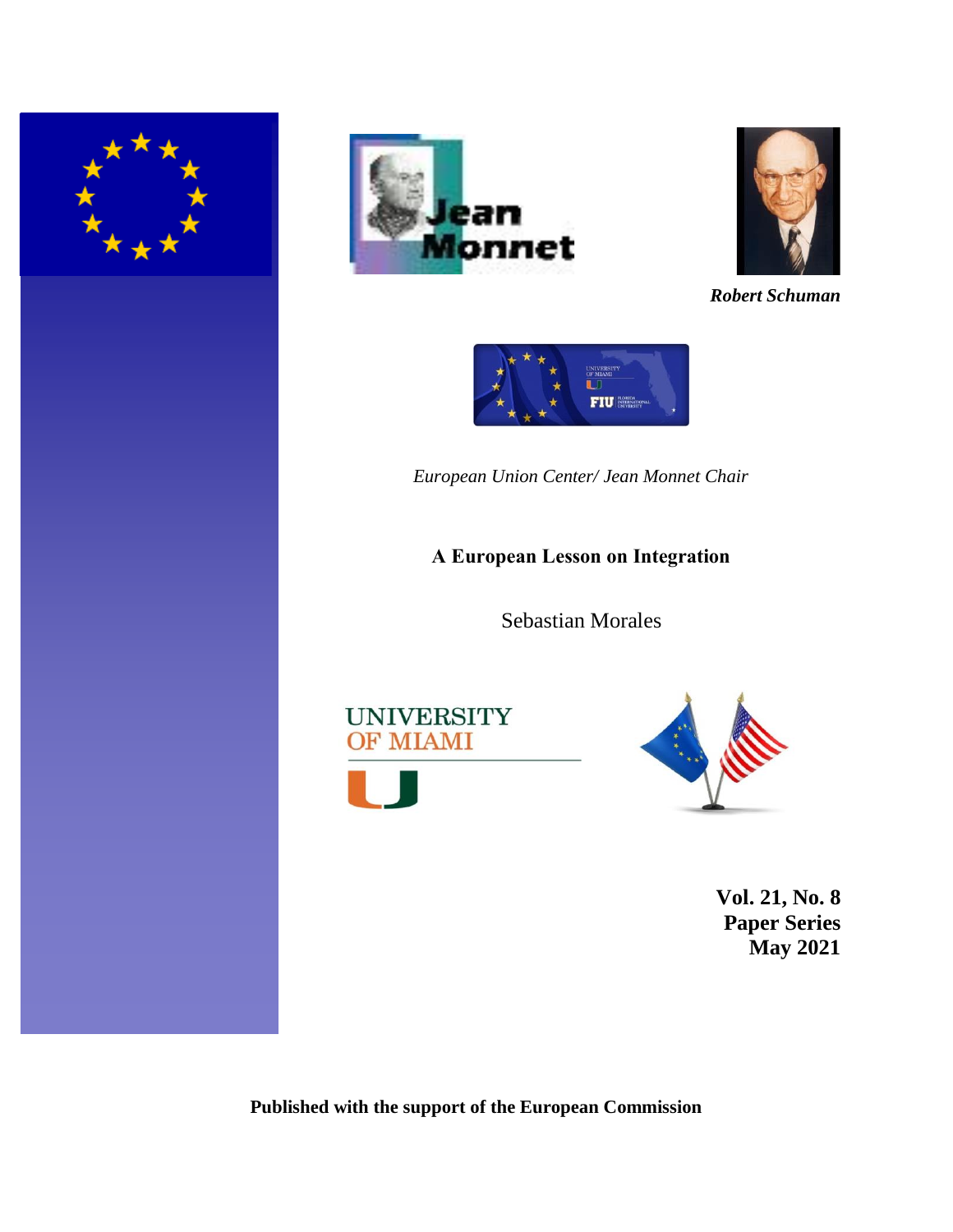*Robert Schuman*

*European Union Center/ Jean Monnet Chair*

# A European Lesson on Integration

Sebastian Morales

**Vol. 21, No. 8**
**Paper Series**
**May 2021**

**Published with the support of the European Commission**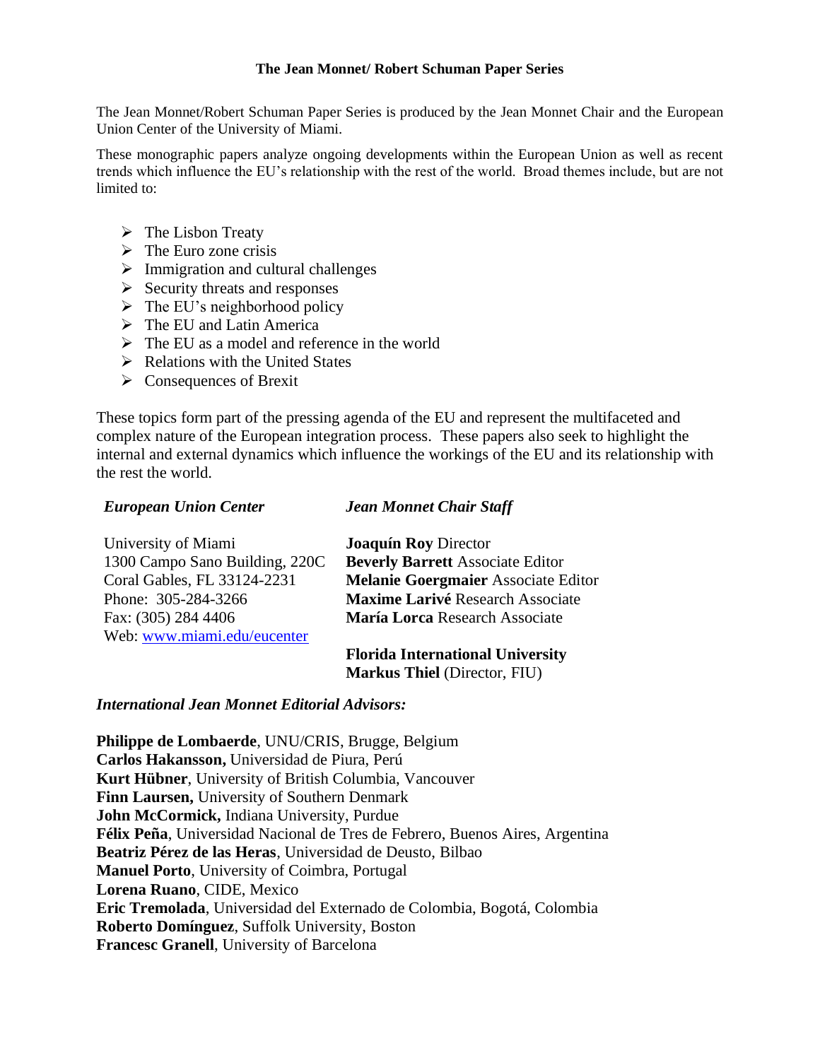# The Jean Monnet/ Robert Schuman Paper Series

The Jean Monnet/Robert Schuman Paper Series is produced by the Jean Monnet Chair and the European Union Center of the University of Miami.

These monographic papers analyze ongoing developments within the European Union as well as recent trends which influence the EU's relationship with the rest of the world. Broad themes include, but are not limited to:

- The Lisbon Treaty
- The Euro zone crisis
- Immigration and cultural challenges
- Security threats and responses
- The EU's neighborhood policy
- The EU and Latin America
- The EU as a model and reference in the world
- Relations with the United States
- Consequences of Brexit

These topics form part of the pressing agenda of the EU and represent the multifaceted and complex nature of the European integration process. These papers also seek to highlight the internal and external dynamics which influence the workings of the EU and its relationship with the rest the world.

***European Union Center***

University of Miami
1300 Campo Sano Building, 220C
Coral Gables, FL 33124-2231
Phone: 305-284-3266
Fax: (305) 284 4406
Web: [www.miami.edu/eucenter](http://www.miami.edu/eucenter)

***Jean Monnet Chair Staff***

**Joaquín Roy** Director
**Beverly Barrett** Associate Editor
**Melanie Goergmaier** Associate Editor
**Maxime Larivé** Research Associate
**María Lorca** Research Associate

**Florida International University**
**Markus Thiel** (Director, FIU)

***International Jean Monnet Editorial Advisors:***

**Philippe de Lombaerde**, UNU/CRIS, Brugge, Belgium
**Carlos Hakansson,** Universidad de Piura, Perú
**Kurt Hübner**, University of British Columbia, Vancouver
**Finn Laursen,** University of Southern Denmark
**John McCormick,** Indiana University, Purdue
**Félix Peña**, Universidad Nacional de Tres de Febrero, Buenos Aires, Argentina
**Beatriz Pérez de las Heras**, Universidad de Deusto, Bilbao
**Manuel Porto**, University of Coimbra, Portugal
**Lorena Ruano**, CIDE, Mexico
**Eric Tremolada**, Universidad del Externado de Colombia, Bogotá, Colombia
**Roberto Domínguez**, Suffolk University, Boston
**Francesc Granell**, University of Barcelona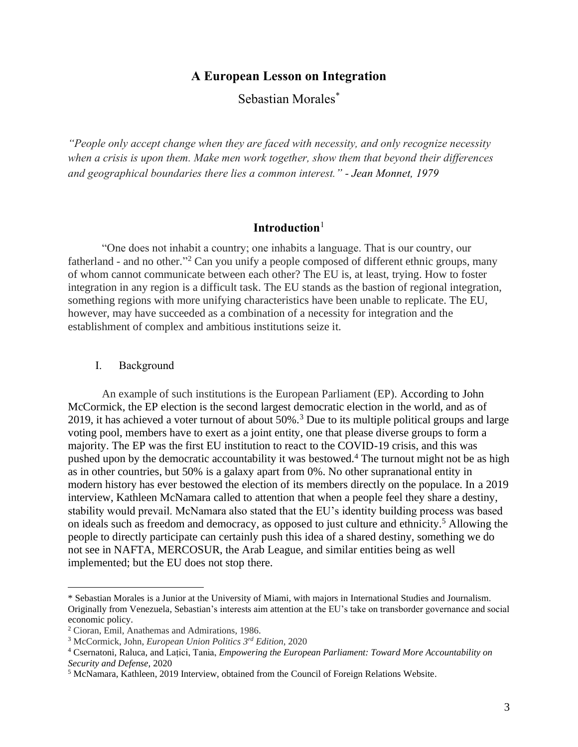# A European Lesson on Integration

Sebastian Morales*

*"People only accept change when they are faced with necessity, and only recognize necessity when a crisis is upon them. Make men work together, show them that beyond their differences and geographical boundaries there lies a common interest." - Jean Monnet, 1979*

## Introduction[1]

"One does not inhabit a country; one inhabits a language. That is our country, our fatherland - and no other."[2] Can you unify a people composed of different ethnic groups, many of whom cannot communicate between each other? The EU is, at least, trying. How to foster integration in any region is a difficult task. The EU stands as the bastion of regional integration, something regions with more unifying characteristics have been unable to replicate. The EU, however, may have succeeded as a combination of a necessity for integration and the establishment of complex and ambitious institutions seize it.

### I. Background

An example of such institutions is the European Parliament (EP). According to John McCormick, the EP election is the second largest democratic election in the world, and as of 2019, it has achieved a voter turnout of about 50%.[3] Due to its multiple political groups and large voting pool, members have to exert as a joint entity, one that please diverse groups to form a majority. The EP was the first EU institution to react to the COVID-19 crisis, and this was pushed upon by the democratic accountability it was bestowed.[4] The turnout might not be as high as in other countries, but 50% is a galaxy apart from 0%. No other supranational entity in modern history has ever bestowed the election of its members directly on the populace. In a 2019 interview, Kathleen McNamara called to attention that when a people feel they share a destiny, stability would prevail. McNamara also stated that the EU's identity building process was based on ideals such as freedom and democracy, as opposed to just culture and ethnicity.[5] Allowing the people to directly participate can certainly push this idea of a shared destiny, something we do not see in NAFTA, MERCOSUR, the Arab League, and similar entities being as well implemented; but the EU does not stop there.

---

\* Sebastian Morales is a Junior at the University of Miami, with majors in International Studies and Journalism. Originally from Venezuela, Sebastian's interests aim attention at the EU's take on transborder governance and social economic policy.

[2] Cioran, Emil, Anathemas and Admirations, 1986.

[3] McCormick, John, *European Union Politics 3rd Edition*, 2020

[4] Csernatoni, Raluca, and Lațici, Tania, *Empowering the European Parliament: Toward More Accountability on Security and Defense,* 2020

[5] McNamara, Kathleen, 2019 Interview, obtained from the Council of Foreign Relations Website.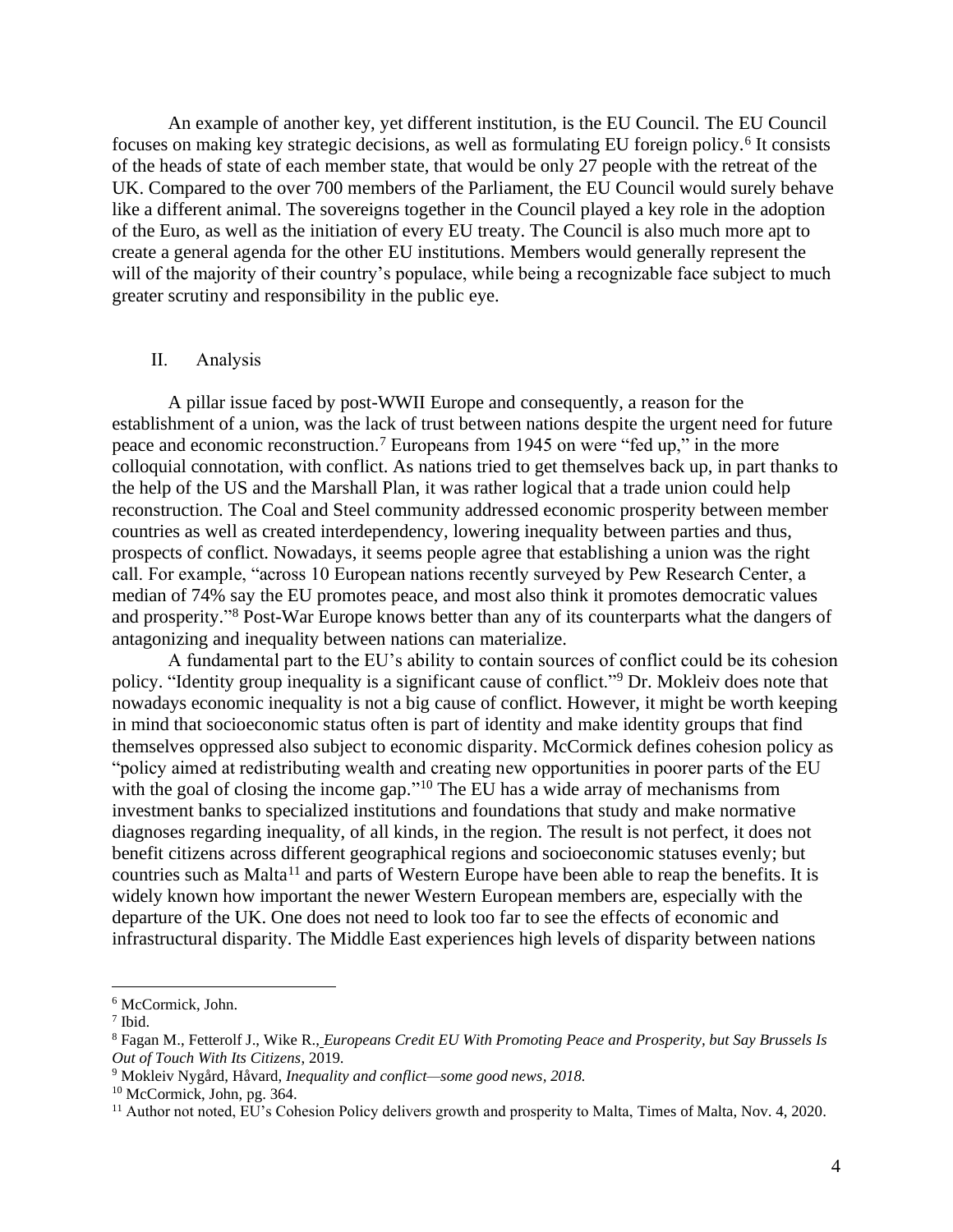An example of another key, yet different institution, is the EU Council. The EU Council focuses on making key strategic decisions, as well as formulating EU foreign policy.[6] It consists of the heads of state of each member state, that would be only 27 people with the retreat of the UK. Compared to the over 700 members of the Parliament, the EU Council would surely behave like a different animal. The sovereigns together in the Council played a key role in the adoption of the Euro, as well as the initiation of every EU treaty. The Council is also much more apt to create a general agenda for the other EU institutions. Members would generally represent the will of the majority of their country's populace, while being a recognizable face subject to much greater scrutiny and responsibility in the public eye.

## II. Analysis

A pillar issue faced by post-WWII Europe and consequently, a reason for the establishment of a union, was the lack of trust between nations despite the urgent need for future peace and economic reconstruction.[7] Europeans from 1945 on were "fed up," in the more colloquial connotation, with conflict. As nations tried to get themselves back up, in part thanks to the help of the US and the Marshall Plan, it was rather logical that a trade union could help reconstruction. The Coal and Steel community addressed economic prosperity between member countries as well as created interdependency, lowering inequality between parties and thus, prospects of conflict. Nowadays, it seems people agree that establishing a union was the right call. For example, "across 10 European nations recently surveyed by Pew Research Center, a median of 74% say the EU promotes peace, and most also think it promotes democratic values and prosperity."[8] Post-War Europe knows better than any of its counterparts what the dangers of antagonizing and inequality between nations can materialize.

A fundamental part to the EU's ability to contain sources of conflict could be its cohesion policy. "Identity group inequality is a significant cause of conflict."[9] Dr. Mokleiv does note that nowadays economic inequality is not a big cause of conflict. However, it might be worth keeping in mind that socioeconomic status often is part of identity and make identity groups that find themselves oppressed also subject to economic disparity. McCormick defines cohesion policy as "policy aimed at redistributing wealth and creating new opportunities in poorer parts of the EU with the goal of closing the income gap."[10] The EU has a wide array of mechanisms from investment banks to specialized institutions and foundations that study and make normative diagnoses regarding inequality, of all kinds, in the region. The result is not perfect, it does not benefit citizens across different geographical regions and socioeconomic statuses evenly; but countries such as Malta[11] and parts of Western Europe have been able to reap the benefits. It is widely known how important the newer Western European members are, especially with the departure of the UK. One does not need to look too far to see the effects of economic and infrastructural disparity. The Middle East experiences high levels of disparity between nations

---

[6] McCormick, John.

[7] Ibid.

[8] Fagan M., Fetterolf J., Wike R., *Europeans Credit EU With Promoting Peace and Prosperity, but Say Brussels Is Out of Touch With Its Citizens*, 2019.

[9] Mokleiv Nygård, Håvard, *Inequality and conflict—some good news, 2018.*

[10] McCormick, John, pg. 364.

[11] Author not noted, EU's Cohesion Policy delivers growth and prosperity to Malta, Times of Malta, Nov. 4, 2020.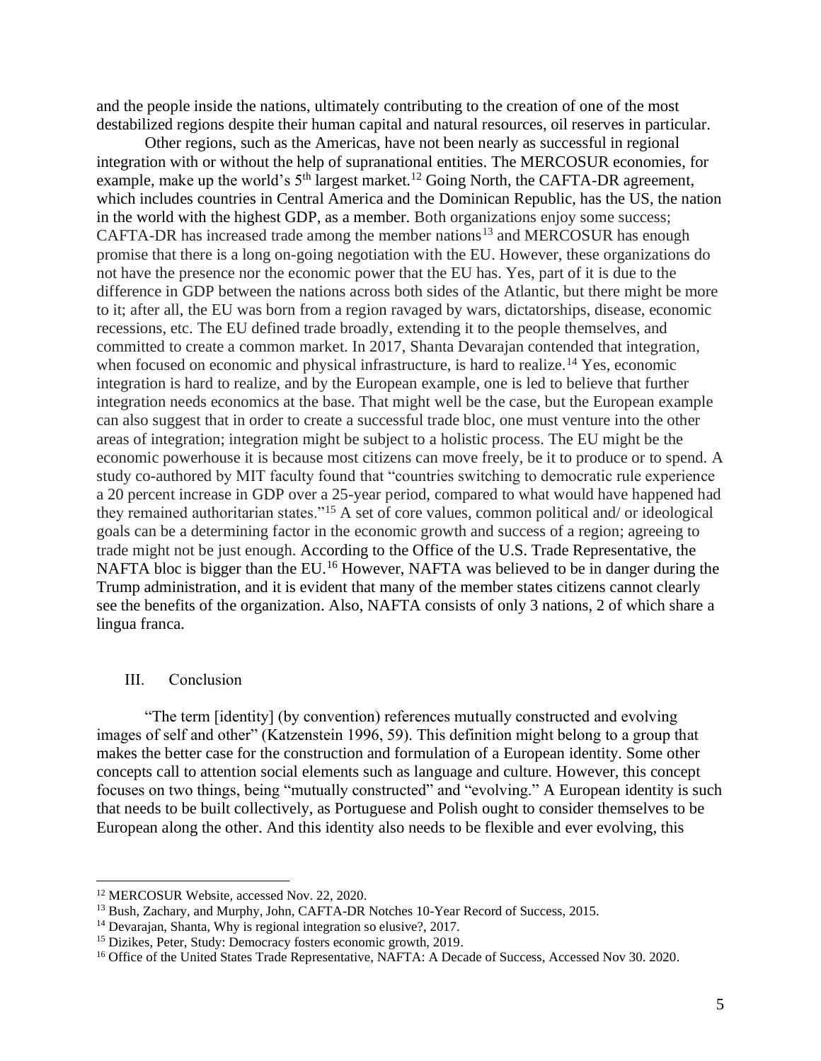and the people inside the nations, ultimately contributing to the creation of one of the most destabilized regions despite their human capital and natural resources, oil reserves in particular.

Other regions, such as the Americas, have not been nearly as successful in regional integration with or without the help of supranational entities. The MERCOSUR economies, for example, make up the world's 5th largest market.[12] Going North, the CAFTA-DR agreement, which includes countries in Central America and the Dominican Republic, has the US, the nation in the world with the highest GDP, as a member. Both organizations enjoy some success; CAFTA-DR has increased trade among the member nations[13] and MERCOSUR has enough promise that there is a long on-going negotiation with the EU. However, these organizations do not have the presence nor the economic power that the EU has. Yes, part of it is due to the difference in GDP between the nations across both sides of the Atlantic, but there might be more to it; after all, the EU was born from a region ravaged by wars, dictatorships, disease, economic recessions, etc. The EU defined trade broadly, extending it to the people themselves, and committed to create a common market. In 2017, Shanta Devarajan contended that integration, when focused on economic and physical infrastructure, is hard to realize.[14] Yes, economic integration is hard to realize, and by the European example, one is led to believe that further integration needs economics at the base. That might well be the case, but the European example can also suggest that in order to create a successful trade bloc, one must venture into the other areas of integration; integration might be subject to a holistic process. The EU might be the economic powerhouse it is because most citizens can move freely, be it to produce or to spend. A study co-authored by MIT faculty found that "countries switching to democratic rule experience a 20 percent increase in GDP over a 25-year period, compared to what would have happened had they remained authoritarian states."[15] A set of core values, common political and/ or ideological goals can be a determining factor in the economic growth and success of a region; agreeing to trade might not be just enough. According to the Office of the U.S. Trade Representative, the NAFTA bloc is bigger than the EU.[16] However, NAFTA was believed to be in danger during the Trump administration, and it is evident that many of the member states citizens cannot clearly see the benefits of the organization. Also, NAFTA consists of only 3 nations, 2 of which share a lingua franca.

## III. Conclusion

"The term [identity] (by convention) references mutually constructed and evolving images of self and other" (Katzenstein 1996, 59). This definition might belong to a group that makes the better case for the construction and formulation of a European identity. Some other concepts call to attention social elements such as language and culture. However, this concept focuses on two things, being "mutually constructed" and "evolving." A European identity is such that needs to be built collectively, as Portuguese and Polish ought to consider themselves to be European along the other. And this identity also needs to be flexible and ever evolving, this

---

[12] MERCOSUR Website, accessed Nov. 22, 2020.

[13] Bush, Zachary, and Murphy, John, CAFTA-DR Notches 10-Year Record of Success, 2015.

[14] Devarajan, Shanta, Why is regional integration so elusive?, 2017.

[15] Dizikes, Peter, Study: Democracy fosters economic growth, 2019.

[16] Office of the United States Trade Representative, NAFTA: A Decade of Success, Accessed Nov 30. 2020.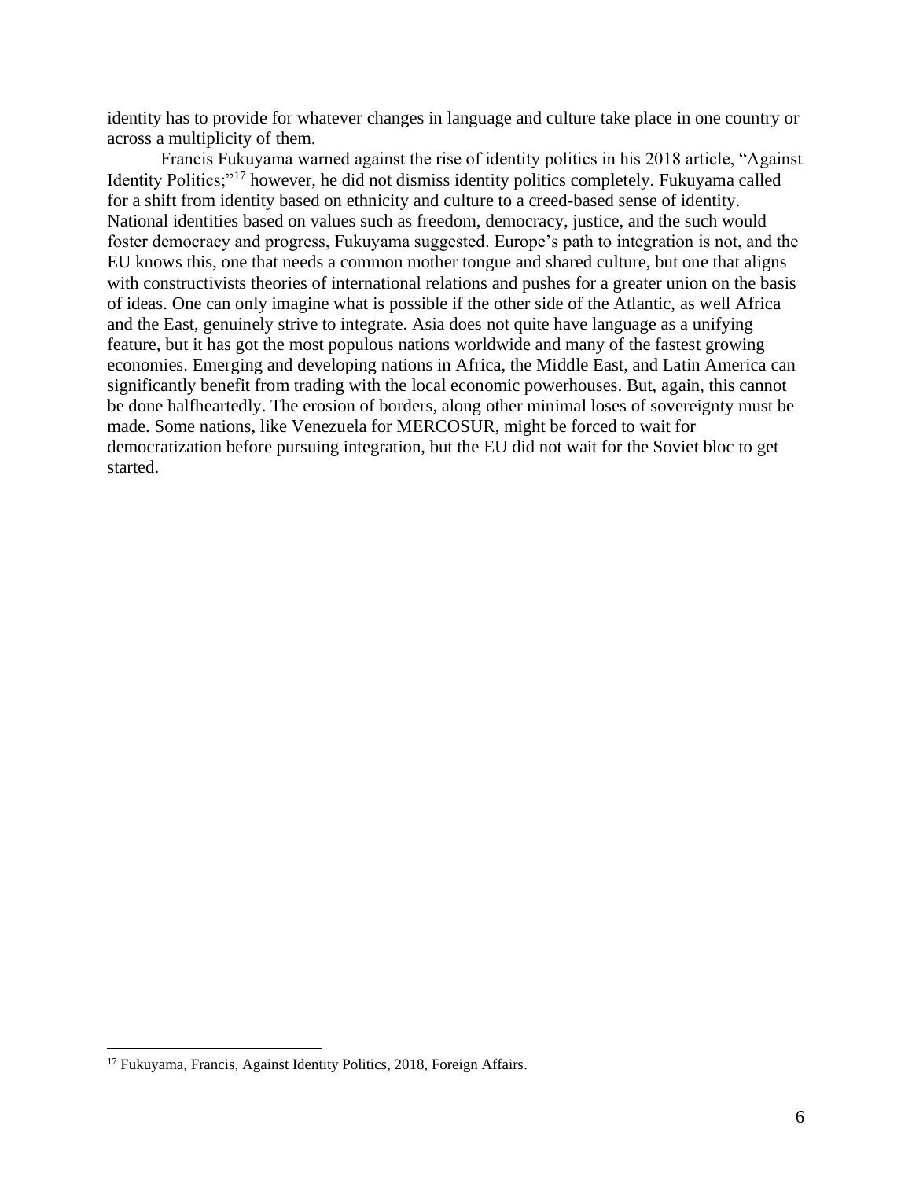identity has to provide for whatever changes in language and culture take place in one country or across a multiplicity of them.

Francis Fukuyama warned against the rise of identity politics in his 2018 article, "Against Identity Politics;"[17] however, he did not dismiss identity politics completely. Fukuyama called for a shift from identity based on ethnicity and culture to a creed-based sense of identity. National identities based on values such as freedom, democracy, justice, and the such would foster democracy and progress, Fukuyama suggested. Europe's path to integration is not, and the EU knows this, one that needs a common mother tongue and shared culture, but one that aligns with constructivists theories of international relations and pushes for a greater union on the basis of ideas. One can only imagine what is possible if the other side of the Atlantic, as well Africa and the East, genuinely strive to integrate. Asia does not quite have language as a unifying feature, but it has got the most populous nations worldwide and many of the fastest growing economies. Emerging and developing nations in Africa, the Middle East, and Latin America can significantly benefit from trading with the local economic powerhouses. But, again, this cannot be done halfheartedly. The erosion of borders, along other minimal loses of sovereignty must be made. Some nations, like Venezuela for MERCOSUR, might be forced to wait for democratization before pursuing integration, but the EU did not wait for the Soviet bloc to get started.

---

[17] Fukuyama, Francis, Against Identity Politics, 2018, Foreign Affairs.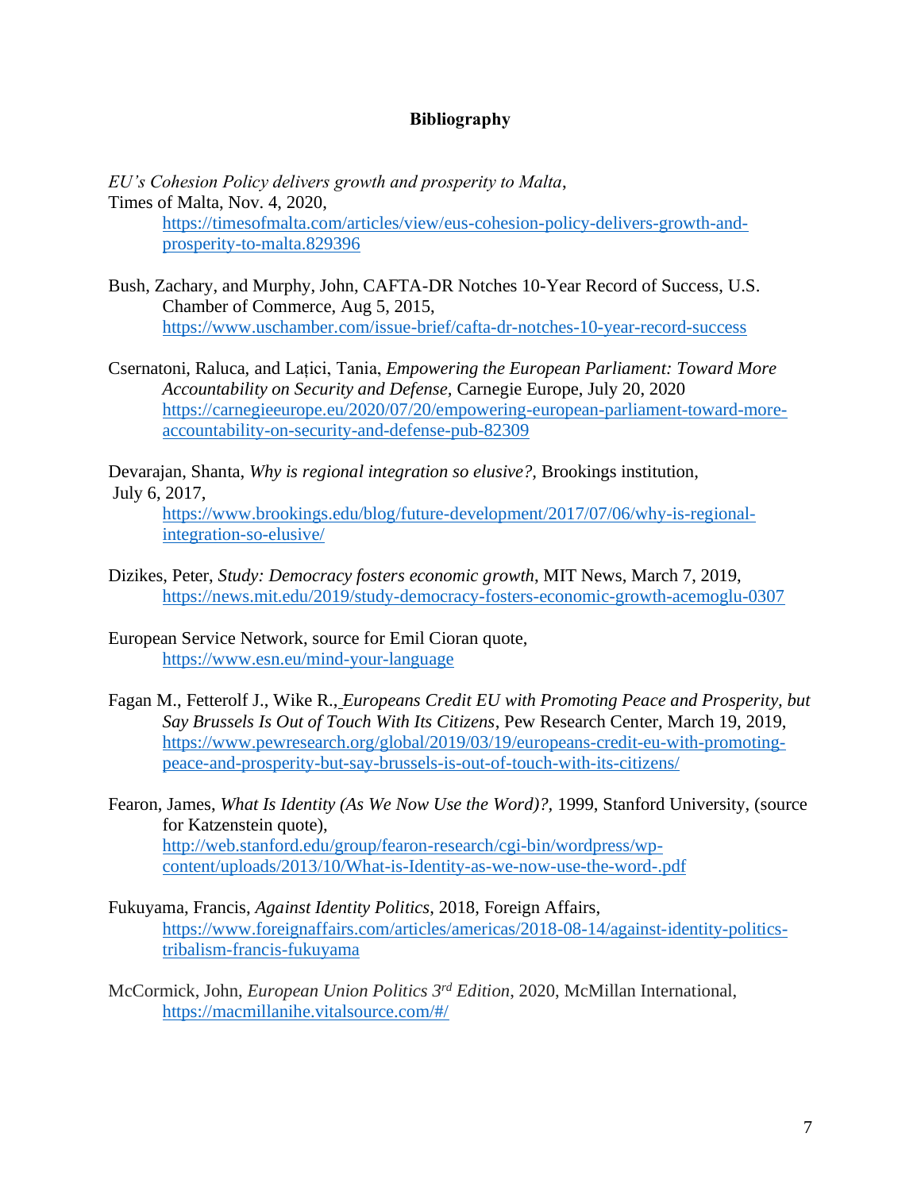**Bibliography**

*EU's Cohesion Policy delivers growth and prosperity to Malta*, Times of Malta, Nov. 4, 2020, https://timesofmalta.com/articles/view/eus-cohesion-policy-delivers-growth-and-prosperity-to-malta.829396

Bush, Zachary, and Murphy, John, CAFTA-DR Notches 10-Year Record of Success, U.S. Chamber of Commerce, Aug 5, 2015, https://www.uschamber.com/issue-brief/cafta-dr-notches-10-year-record-success

Csernatoni, Raluca, and Lațici, Tania, *Empowering the European Parliament: Toward More Accountability on Security and Defense,* Carnegie Europe, July 20, 2020 https://carnegieeurope.eu/2020/07/20/empowering-european-parliament-toward-more-accountability-on-security-and-defense-pub-82309

Devarajan, Shanta, *Why is regional integration so elusive?*, Brookings institution, July 6, 2017, https://www.brookings.edu/blog/future-development/2017/07/06/why-is-regional-integration-so-elusive/

Dizikes, Peter, *Study: Democracy fosters economic growth*, MIT News, March 7, 2019, https://news.mit.edu/2019/study-democracy-fosters-economic-growth-acemoglu-0307

European Service Network, source for Emil Cioran quote, https://www.esn.eu/mind-your-language

Fagan M., Fetterolf J., Wike R., *Europeans Credit EU with Promoting Peace and Prosperity, but Say Brussels Is Out of Touch With Its Citizens*, Pew Research Center, March 19, 2019, https://www.pewresearch.org/global/2019/03/19/europeans-credit-eu-with-promoting-peace-and-prosperity-but-say-brussels-is-out-of-touch-with-its-citizens/

Fearon, James, *What Is Identity (As We Now Use the Word)?*, 1999, Stanford University, (source for Katzenstein quote), http://web.stanford.edu/group/fearon-research/cgi-bin/wordpress/wp-content/uploads/2013/10/What-is-Identity-as-we-now-use-the-word-.pdf

Fukuyama, Francis, *Against Identity Politics*, 2018, Foreign Affairs, https://www.foreignaffairs.com/articles/americas/2018-08-14/against-identity-politics-tribalism-francis-fukuyama

McCormick, John, *European Union Politics 3rd Edition*, 2020, McMillan International, https://macmillanihe.vitalsource.com/#/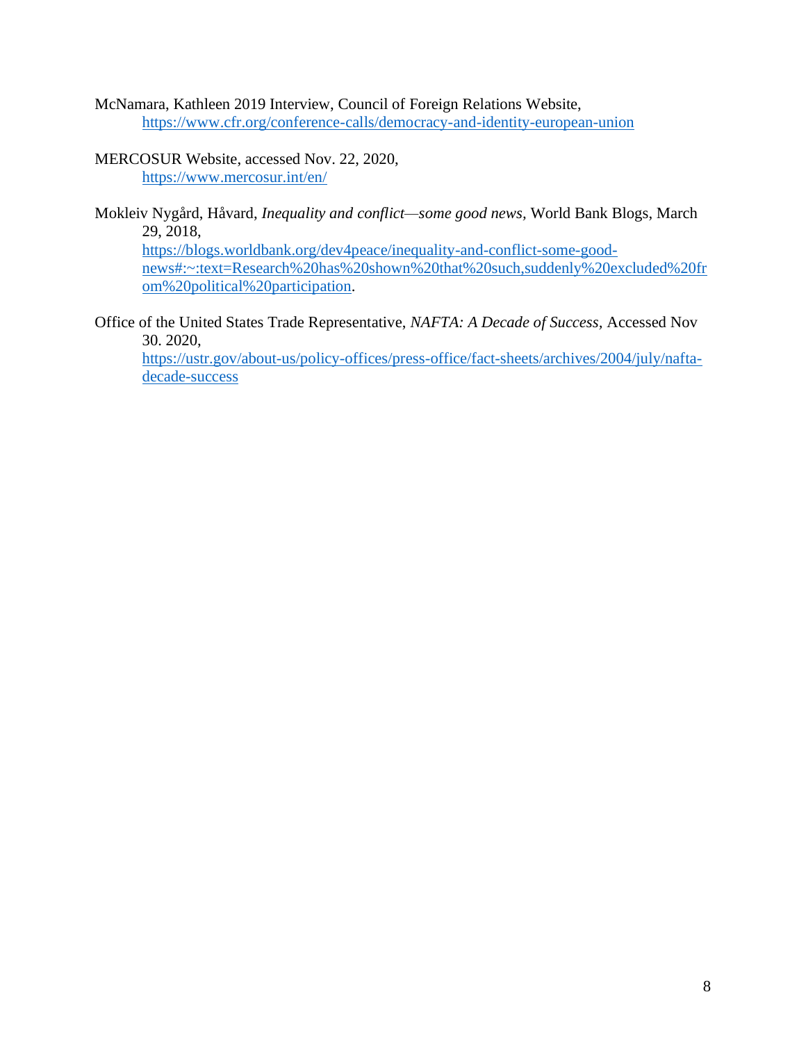McNamara, Kathleen 2019 Interview, Council of Foreign Relations Website, https://www.cfr.org/conference-calls/democracy-and-identity-european-union

MERCOSUR Website, accessed Nov. 22, 2020, https://www.mercosur.int/en/

Mokleiv Nygård, Håvard, *Inequality and conflict—some good news*, World Bank Blogs, March 29, 2018, https://blogs.worldbank.org/dev4peace/inequality-and-conflict-some-good-news#:~:text=Research%20has%20shown%20that%20such,suddenly%20excluded%20from%20political%20participation.

Office of the United States Trade Representative, *NAFTA: A Decade of Success*, Accessed Nov 30. 2020, https://ustr.gov/about-us/policy-offices/press-office/fact-sheets/archives/2004/july/nafta-decade-success